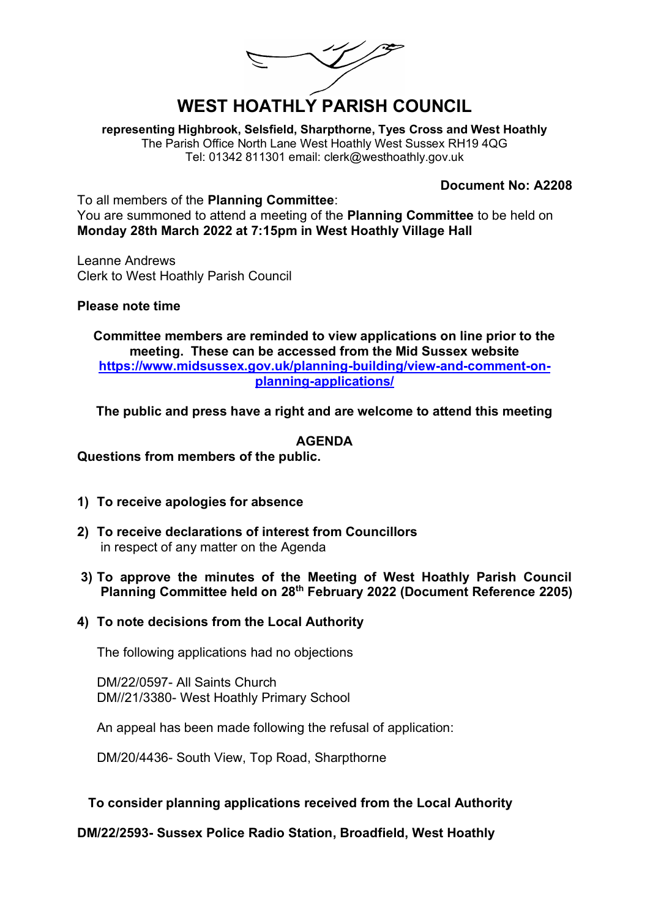# WEST HOATHLY PARISH COUNCIL

**representing Highbrook, Selsfield, Sharpthorne, Tyes Cross and West Hoathly**
The Parish Office North Lane West Hoathly West Sussex RH19 4QG
Tel: 01342 811301 email: clerk@westhoathly.gov.uk

**Document No: A2208**

To all members of the **Planning Committee**:
You are summoned to attend a meeting of the **Planning Committee** to be held on **Monday 28th March 2022 at 7:15pm in West Hoathly Village Hall**

Leanne Andrews
Clerk to West Hoathly Parish Council

**Please note time**

**Committee members are reminded to view applications on line prior to the meeting. These can be accessed from the Mid Sussex website [https://www.midsussex.gov.uk/planning-building/view-and-comment-on-planning-applications/](https://www.midsussex.gov.uk/planning-building/view-and-comment-on-planning-applications/)**

**The public and press have a right and are welcome to attend this meeting**

## AGENDA

**Questions from members of the public.**

1) **To receive apologies for absence**
2) **To receive declarations of interest from Councillors**
   in respect of any matter on the Agenda
3) **To approve the minutes of the Meeting of West Hoathly Parish Council Planning Committee held on 28th February 2022 (Document Reference 2205)**
4) **To note decisions from the Local Authority**

   The following applications had no objections

   DM/22/0597- All Saints Church
   DM//21/3380- West Hoathly Primary School

   An appeal has been made following the refusal of application:

   DM/20/4436- South View, Top Road, Sharpthorne

**To consider planning applications received from the Local Authority**

**DM/22/2593- Sussex Police Radio Station, Broadfield, West Hoathly**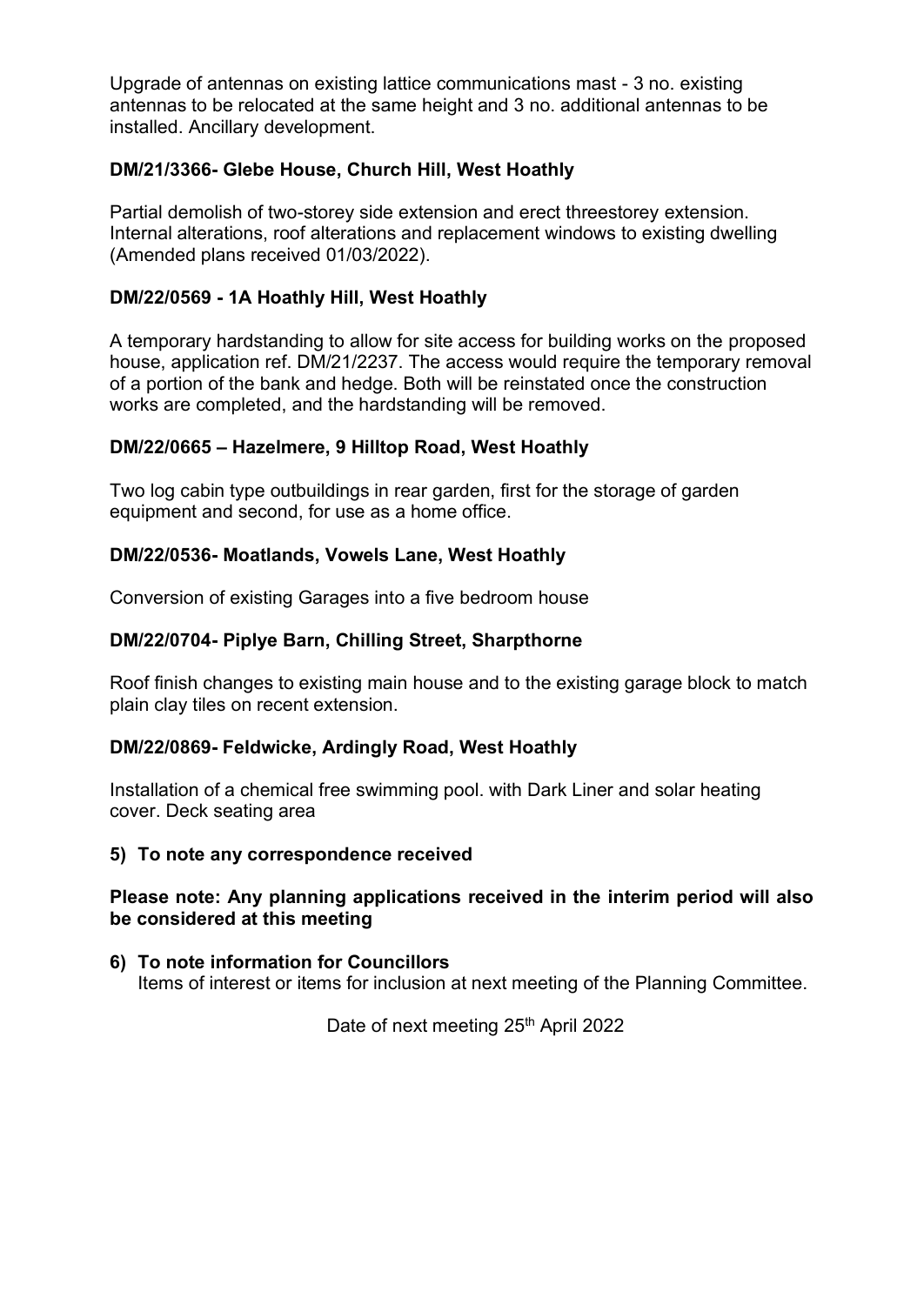Upgrade of antennas on existing lattice communications mast - 3 no. existing antennas to be relocated at the same height and 3 no. additional antennas to be installed. Ancillary development.

**DM/21/3366- Glebe House, Church Hill, West Hoathly**

Partial demolish of two-storey side extension and erect threestorey extension. Internal alterations, roof alterations and replacement windows to existing dwelling (Amended plans received 01/03/2022).

**DM/22/0569 - 1A Hoathly Hill, West Hoathly**

A temporary hardstanding to allow for site access for building works on the proposed house, application ref. DM/21/2237. The access would require the temporary removal of a portion of the bank and hedge. Both will be reinstated once the construction works are completed, and the hardstanding will be removed.

**DM/22/0665 – Hazelmere, 9 Hilltop Road, West Hoathly**

Two log cabin type outbuildings in rear garden, first for the storage of garden equipment and second, for use as a home office.

**DM/22/0536- Moatlands, Vowels Lane, West Hoathly**

Conversion of existing Garages into a five bedroom house

**DM/22/0704- Piplye Barn, Chilling Street, Sharpthorne**

Roof finish changes to existing main house and to the existing garage block to match plain clay tiles on recent extension.

**DM/22/0869- Feldwicke, Ardingly Road, West Hoathly**

Installation of a chemical free swimming pool. with Dark Liner and solar heating cover. Deck seating area

**5) To note any correspondence received**

**Please note: Any planning applications received in the interim period will also be considered at this meeting**

**6) To note information for Councillors**

Items of interest or items for inclusion at next meeting of the Planning Committee.

Date of next meeting 25th April 2022